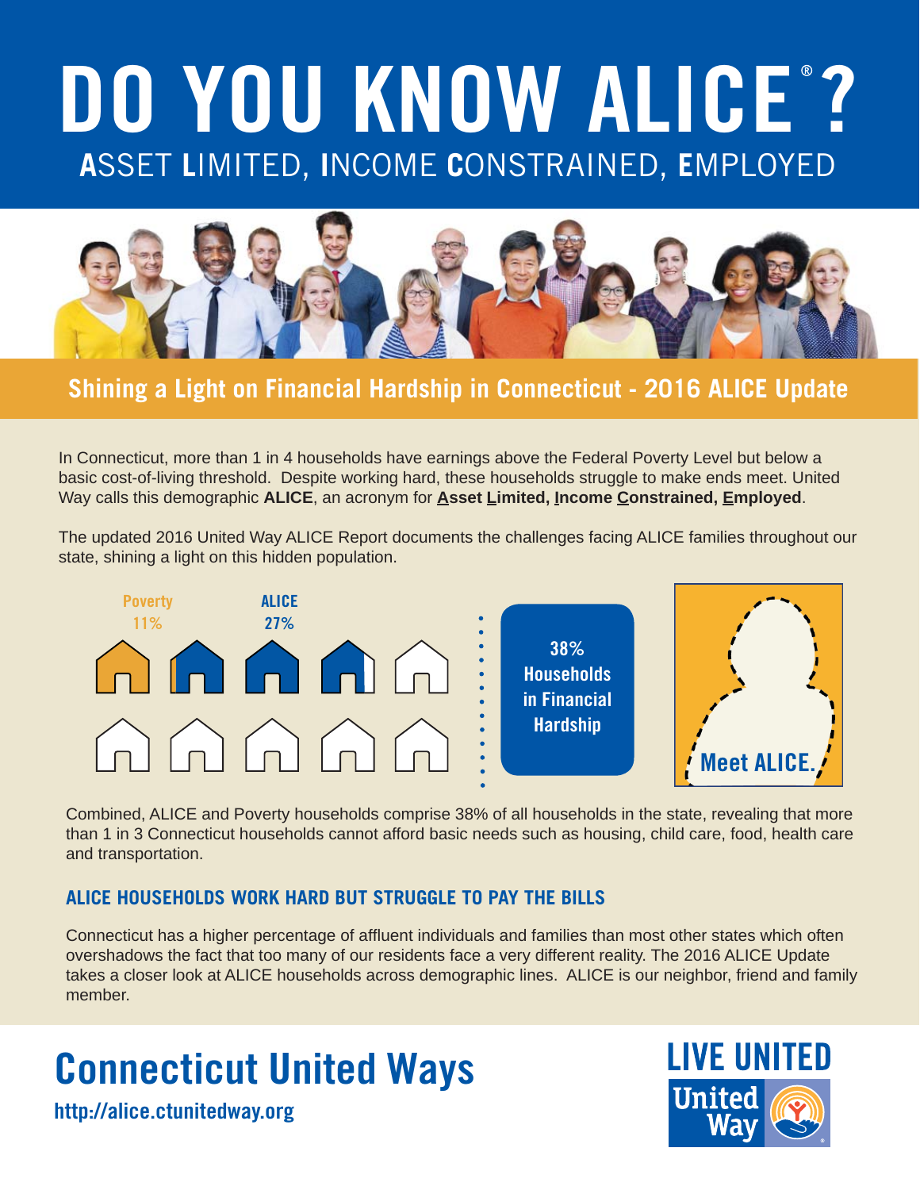# DO YOU KNOW ALICE®?

## ASSET LIMITED, INCOME CONSTRAINED, EMPLOYED

**Shining a Light on Financial Hardship in Connecticut - 2016 ALICE Update**

In Connecticut, more than 1 in 4 households have earnings above the Federal Poverty Level but below a basic cost-of-living threshold. Despite working hard, these households struggle to make ends meet. United Way calls this demographic **ALICE**, an acronym for **Asset Limited, Income Constrained, Employed**.

The updated 2016 United Way ALICE Report documents the challenges facing ALICE families throughout our state, shining a light on this hidden population.

Poverty 11%

ALICE 27%

38% Households in Financial Hardship

Meet ALICE.

Combined, ALICE and Poverty households comprise 38% of all households in the state, revealing that more than 1 in 3 Connecticut households cannot afford basic needs such as housing, child care, food, health care and transportation.

### ALICE HOUSEHOLDS WORK HARD BUT STRUGGLE TO PAY THE BILLS

Connecticut has a higher percentage of affluent individuals and families than most other states which often overshadows the fact that too many of our residents face a very different reality. The 2016 ALICE Update takes a closer look at ALICE households across demographic lines. ALICE is our neighbor, friend and family member.

**Connecticut United Ways**

http://alice.ctunitedway.org

LIVE UNITED

United Way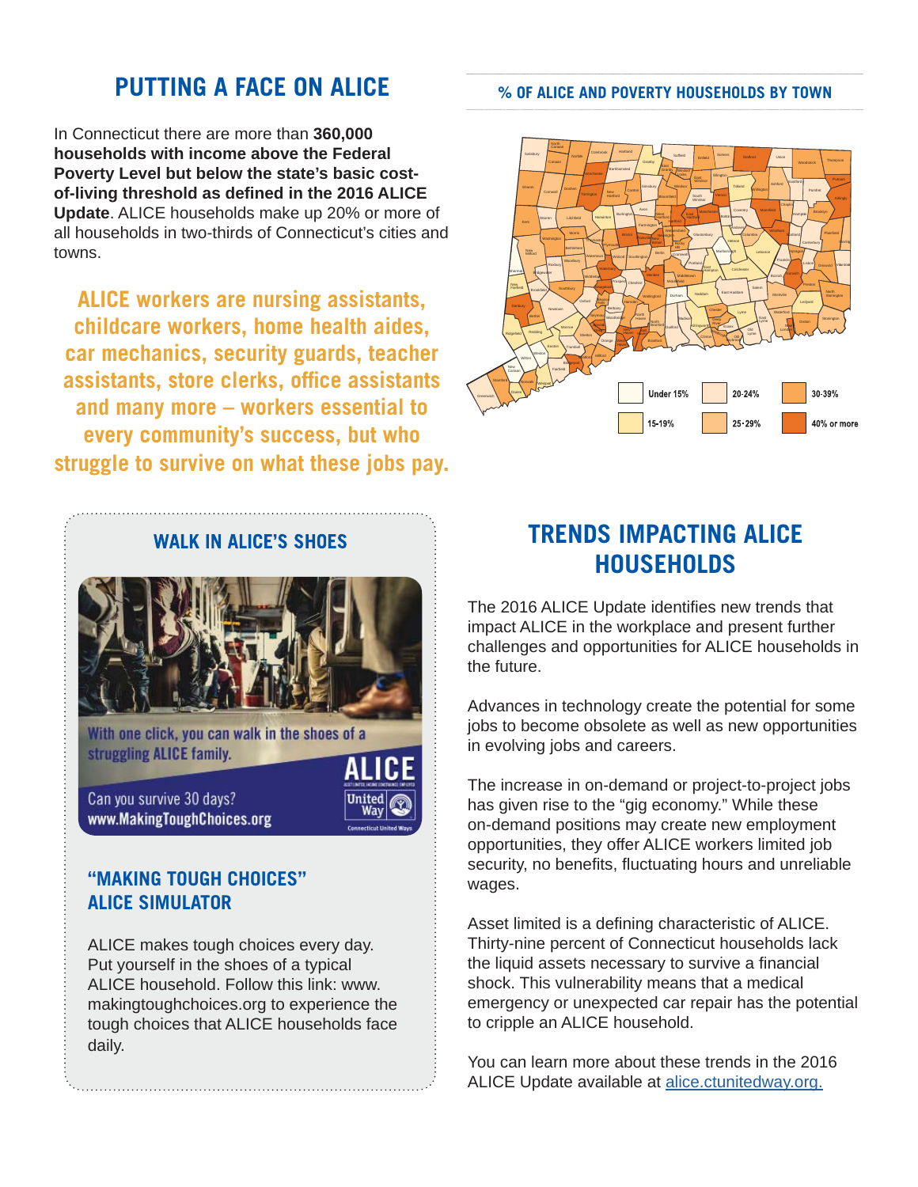## PUTTING A FACE ON ALICE

In Connecticut there are more than **360,000 households with income above the Federal Poverty Level but below the state's basic cost-of-living threshold as defined in the 2016 ALICE Update**. ALICE households make up 20% or more of all households in two-thirds of Connecticut's cities and towns.

**ALICE workers are nursing assistants, childcare workers, home health aides, car mechanics, security guards, teacher assistants, store clerks, office assistants and many more – workers essential to every community's success, but who struggle to survive on what these jobs pay.**

### % OF ALICE AND POVERTY HOUSEHOLDS BY TOWN

| Under 15% | 20-24% | 30-39% |
|---|---|---|
| 15-19% | 25-29% | 40% or more |

### WALK IN ALICE'S SHOES

With one click, you can walk in the shoes of a struggling ALICE family.

Can you survive 30 days?
www.MakingToughChoices.org

ALICE
United Way
Connecticut United Ways

### "MAKING TOUGH CHOICES" ALICE SIMULATOR

ALICE makes tough choices every day. Put yourself in the shoes of a typical ALICE household. Follow this link: www.makingtoughchoices.org to experience the tough choices that ALICE households face daily.

## TRENDS IMPACTING ALICE HOUSEHOLDS

The 2016 ALICE Update identifies new trends that impact ALICE in the workplace and present further challenges and opportunities for ALICE households in the future.

Advances in technology create the potential for some jobs to become obsolete as well as new opportunities in evolving jobs and careers.

The increase in on-demand or project-to-project jobs has given rise to the "gig economy." While these on-demand positions may create new employment opportunities, they offer ALICE workers limited job security, no benefits, fluctuating hours and unreliable wages.

Asset limited is a defining characteristic of ALICE. Thirty-nine percent of Connecticut households lack the liquid assets necessary to survive a financial shock. This vulnerability means that a medical emergency or unexpected car repair has the potential to cripple an ALICE household.

You can learn more about these trends in the 2016 ALICE Update available at [alice.ctunitedway.org.](alice.ctunitedway.org)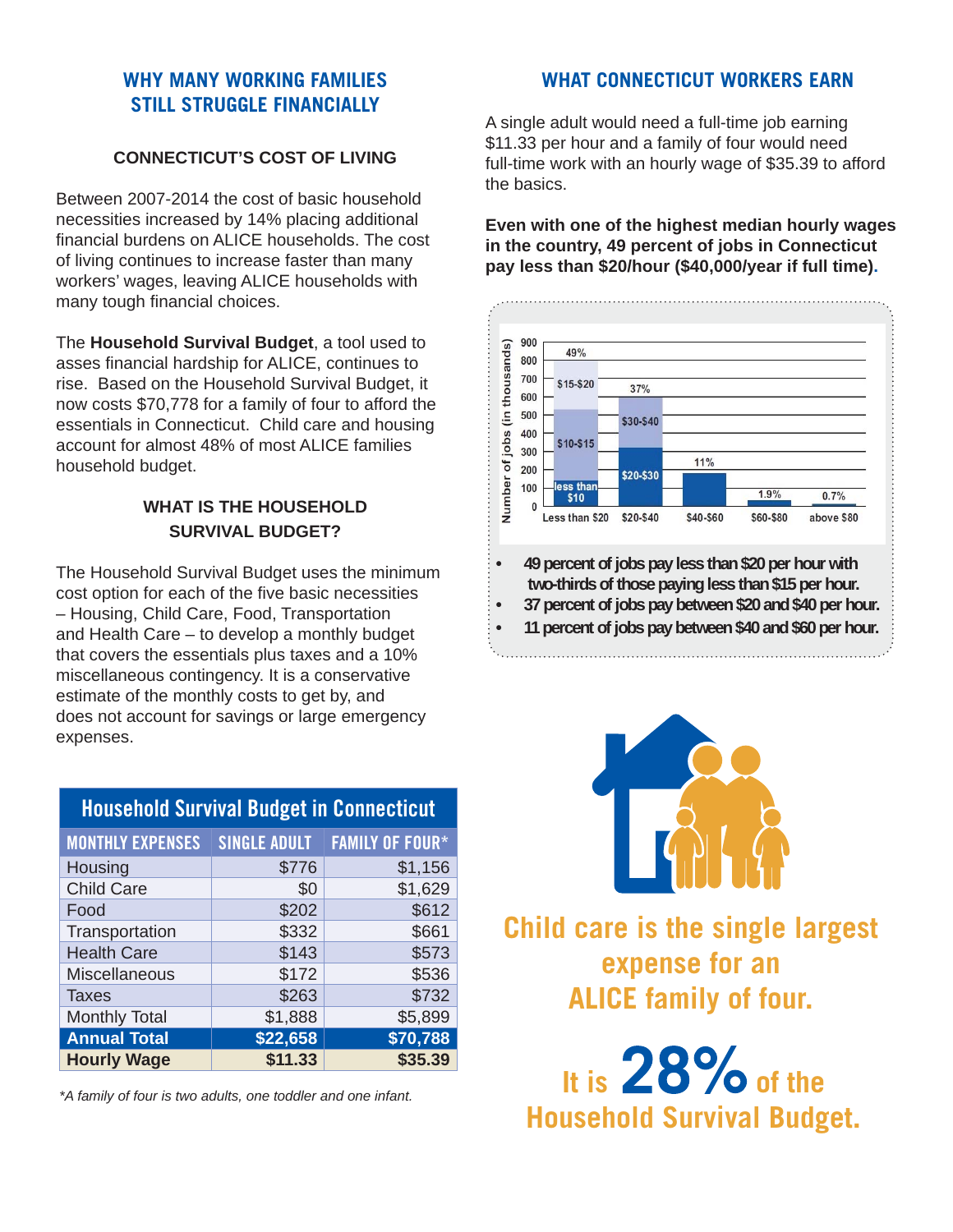## WHY MANY WORKING FAMILIES STILL STRUGGLE FINANCIALLY

### CONNECTICUT'S COST OF LIVING

Between 2007-2014 the cost of basic household necessities increased by 14% placing additional financial burdens on ALICE households. The cost of living continues to increase faster than many workers' wages, leaving ALICE households with many tough financial choices.

The **Household Survival Budget**, a tool used to asses financial hardship for ALICE, continues to rise. Based on the Household Survival Budget, it now costs $70,778 for a family of four to afford the essentials in Connecticut. Child care and housing account for almost 48% of most ALICE families household budget.

### WHAT IS THE HOUSEHOLD SURVIVAL BUDGET?

The Household Survival Budget uses the minimum cost option for each of the five basic necessities – Housing, Child Care, Food, Transportation and Health Care – to develop a monthly budget that covers the essentials plus taxes and a 10% miscellaneous contingency. It is a conservative estimate of the monthly costs to get by, and does not account for savings or large emergency expenses.

| Household Survival Budget in Connecticut | | |
|---|---|---|
| MONTHLY EXPENSES | SINGLE ADULT | FAMILY OF FOUR* |
| Housing | $776 | $1,156 |
| Child Care | $0 | $1,629 |
| Food | $202 | $612 |
| Transportation | $332 | $661 |
| Health Care | $143 | $573 |
| Miscellaneous | $172 | $536 |
| Taxes | $263 | $732 |
| Monthly Total | $1,888 | $5,899 |
| **Annual Total** | **$22,658** | **$70,788** |
| **Hourly Wage** | **$11.33** | **$35.39** |

*\*A family of four is two adults, one toddler and one infant.*

## WHAT CONNECTICUT WORKERS EARN

A single adult would need a full-time job earning $11.33 per hour and a family of four would need full-time work with an hourly wage of $35.39 to afford the basics.

**Even with one of the highest median hourly wages in the country, 49 percent of jobs in Connecticut pay less than $20/hour ($40,000/year if full time).**

| Wage range | Share of jobs | Breakdown |
|---|---|---|
| Less than $20 | 49% | less than $10; $10-$15; $15-$20 |
| $20-$40 | 37% | $20-$30; $30-$40 |
| $40-$60 | 11% | |
| $60-$80 | 1.9% | |
| above $80 | 0.7% | |

(Y-axis: Number of jobs (in thousands), 0–900)

- **49 percent of jobs pay less than $20 per hour with two-thirds of those paying less than $15 per hour.**
- **37 percent of jobs pay between $20 and $40 per hour.**
- **11 percent of jobs pay between $40 and $60 per hour.**

**Child care is the single largest expense for an ALICE family of four.**

**It is 28% of the Household Survival Budget.**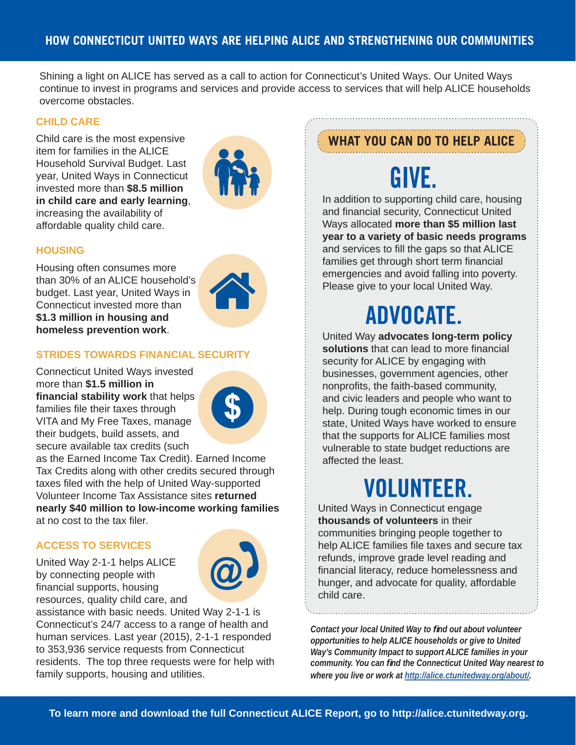# HOW CONNECTICUT UNITED WAYS ARE HELPING ALICE AND STRENGTHENING OUR COMMUNITIES

Shining a light on ALICE has served as a call to action for Connecticut's United Ways. Our United Ways continue to invest in programs and services and provide access to services that will help ALICE households overcome obstacles.

## CHILD CARE

Child care is the most expensive item for families in the ALICE Household Survival Budget. Last year, United Ways in Connecticut invested more than **$8.5 million in child care and early learning**, increasing the availability of affordable quality child care.

## HOUSING

Housing often consumes more than 30% of an ALICE household's budget. Last year, United Ways in Connecticut invested more than **$1.3 million in housing and homeless prevention work**.

## STRIDES TOWARDS FINANCIAL SECURITY

Connecticut United Ways invested more than **$1.5 million in financial stability work** that helps families file their taxes through VITA and My Free Taxes, manage their budgets, build assets, and secure available tax credits (such as the Earned Income Tax Credit). Earned Income Tax Credits along with other credits secured through taxes filed with the help of United Way-supported Volunteer Income Tax Assistance sites **returned nearly $40 million to low-income working families** at no cost to the tax filer.

## ACCESS TO SERVICES

United Way 2-1-1 helps ALICE by connecting people with financial supports, housing resources, quality child care, and assistance with basic needs. United Way 2-1-1 is Connecticut's 24/7 access to a range of health and human services. Last year (2015), 2-1-1 responded to 353,936 service requests from Connecticut residents. The top three requests were for help with family supports, housing and utilities.

## WHAT YOU CAN DO TO HELP ALICE

### GIVE.

In addition to supporting child care, housing and financial security, Connecticut United Ways allocated **more than $5 million last year to a variety of basic needs programs** and services to fill the gaps so that ALICE families get through short term financial emergencies and avoid falling into poverty. Please give to your local United Way.

### ADVOCATE.

United Way **advocates long-term policy solutions** that can lead to more financial security for ALICE by engaging with businesses, government agencies, other nonprofits, the faith-based community, and civic leaders and people who want to help. During tough economic times in our state, United Ways have worked to ensure that the supports for ALICE families most vulnerable to state budget reductions are affected the least.

### VOLUNTEER.

United Ways in Connecticut engage **thousands of volunteers** in their communities bringing people together to help ALICE families file taxes and secure tax refunds, improve grade level reading and financial literacy, reduce homelessness and hunger, and advocate for quality, affordable child care.

***Contact your local United Way to find out about volunteer opportunities to help ALICE households or give to United Way's Community Impact to support ALICE families in your community. You can find the Connecticut United Way nearest to where you live or work at http://alice.ctunitedway.org/about/.***

**To learn more and download the full Connecticut ALICE Report, go to http://alice.ctunitedway.org.**